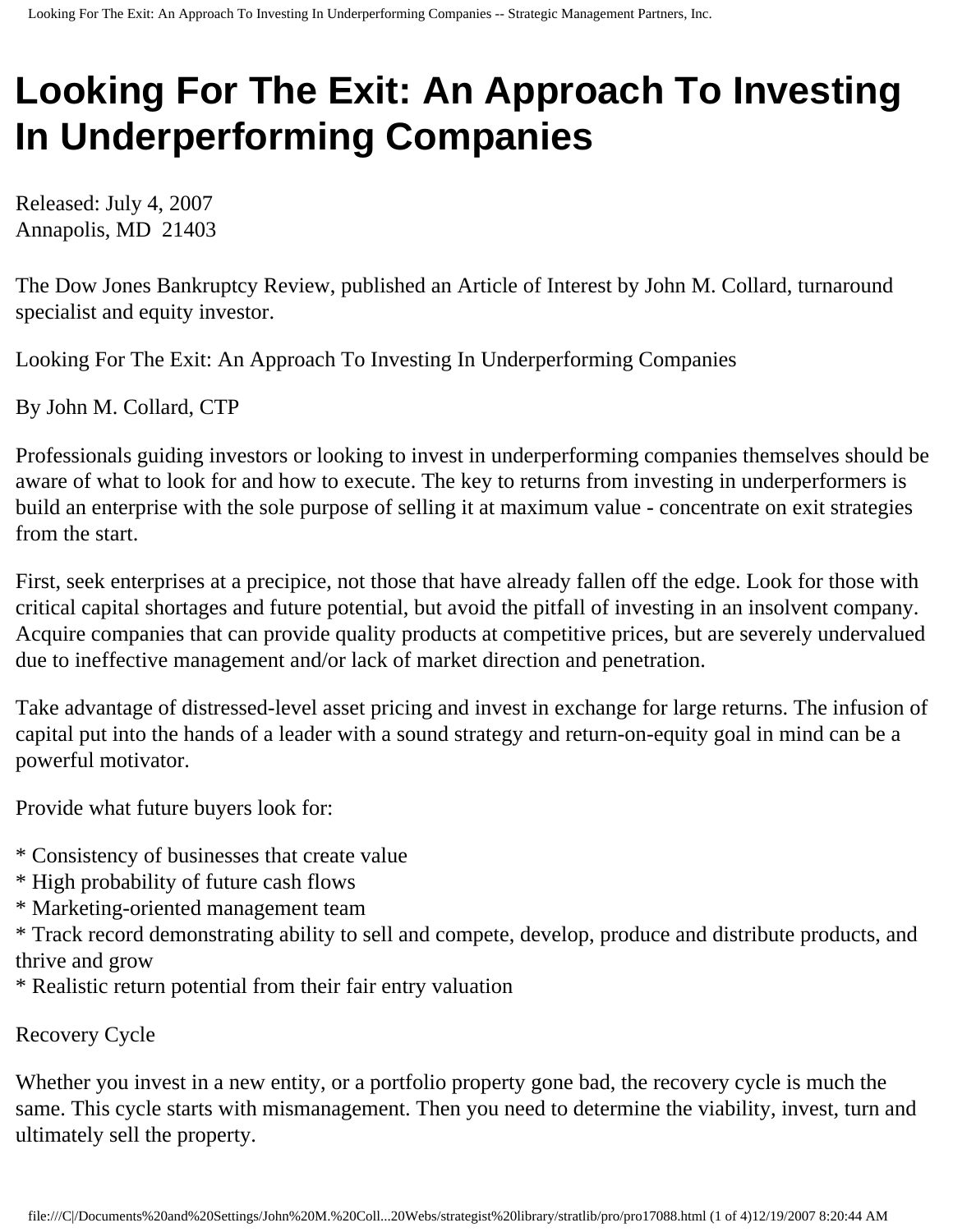# Looking For The Exit: An Approach To Investing In Underperforming Companies

Released: July 4, 2007
Annapolis, MD 21403

The Dow Jones Bankruptcy Review, published an Article of Interest by John M. Collard, turnaround specialist and equity investor.

Looking For The Exit: An Approach To Investing In Underperforming Companies

By John M. Collard, CTP

Professionals guiding investors or looking to invest in underperforming companies themselves should be aware of what to look for and how to execute. The key to returns from investing in underperformers is build an enterprise with the sole purpose of selling it at maximum value - concentrate on exit strategies from the start.

First, seek enterprises at a precipice, not those that have already fallen off the edge. Look for those with critical capital shortages and future potential, but avoid the pitfall of investing in an insolvent company. Acquire companies that can provide quality products at competitive prices, but are severely undervalued due to ineffective management and/or lack of market direction and penetration.

Take advantage of distressed-level asset pricing and invest in exchange for large returns. The infusion of capital put into the hands of a leader with a sound strategy and return-on-equity goal in mind can be a powerful motivator.

Provide what future buyers look for:

* Consistency of businesses that create value
* High probability of future cash flows
* Marketing-oriented management team
* Track record demonstrating ability to sell and compete, develop, produce and distribute products, and thrive and grow
* Realistic return potential from their fair entry valuation

Recovery Cycle

Whether you invest in a new entity, or a portfolio property gone bad, the recovery cycle is much the same. This cycle starts with mismanagement. Then you need to determine the viability, invest, turn and ultimately sell the property.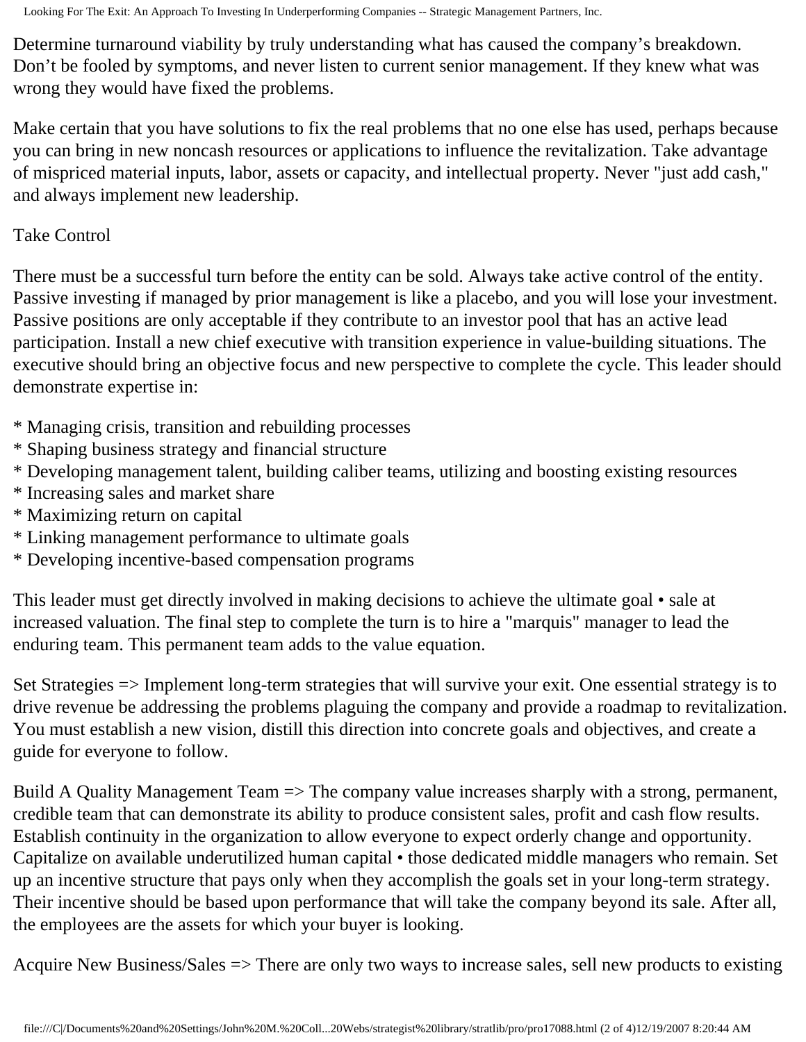Determine turnaround viability by truly understanding what has caused the company's breakdown. Don't be fooled by symptoms, and never listen to current senior management. If they knew what was wrong they would have fixed the problems.

Make certain that you have solutions to fix the real problems that no one else has used, perhaps because you can bring in new noncash resources or applications to influence the revitalization. Take advantage of mispriced material inputs, labor, assets or capacity, and intellectual property. Never "just add cash," and always implement new leadership.

## Take Control

There must be a successful turn before the entity can be sold. Always take active control of the entity. Passive investing if managed by prior management is like a placebo, and you will lose your investment. Passive positions are only acceptable if they contribute to an investor pool that has an active lead participation. Install a new chief executive with transition experience in value-building situations. The executive should bring an objective focus and new perspective to complete the cycle. This leader should demonstrate expertise in:

* Managing crisis, transition and rebuilding processes
* Shaping business strategy and financial structure
* Developing management talent, building caliber teams, utilizing and boosting existing resources
* Increasing sales and market share
* Maximizing return on capital
* Linking management performance to ultimate goals
* Developing incentive-based compensation programs

This leader must get directly involved in making decisions to achieve the ultimate goal • sale at increased valuation. The final step to complete the turn is to hire a "marquis" manager to lead the enduring team. This permanent team adds to the value equation.

Set Strategies => Implement long-term strategies that will survive your exit. One essential strategy is to drive revenue be addressing the problems plaguing the company and provide a roadmap to revitalization. You must establish a new vision, distill this direction into concrete goals and objectives, and create a guide for everyone to follow.

Build A Quality Management Team => The company value increases sharply with a strong, permanent, credible team that can demonstrate its ability to produce consistent sales, profit and cash flow results. Establish continuity in the organization to allow everyone to expect orderly change and opportunity. Capitalize on available underutilized human capital • those dedicated middle managers who remain. Set up an incentive structure that pays only when they accomplish the goals set in your long-term strategy. Their incentive should be based upon performance that will take the company beyond its sale. After all, the employees are the assets for which your buyer is looking.

Acquire New Business/Sales => There are only two ways to increase sales, sell new products to existing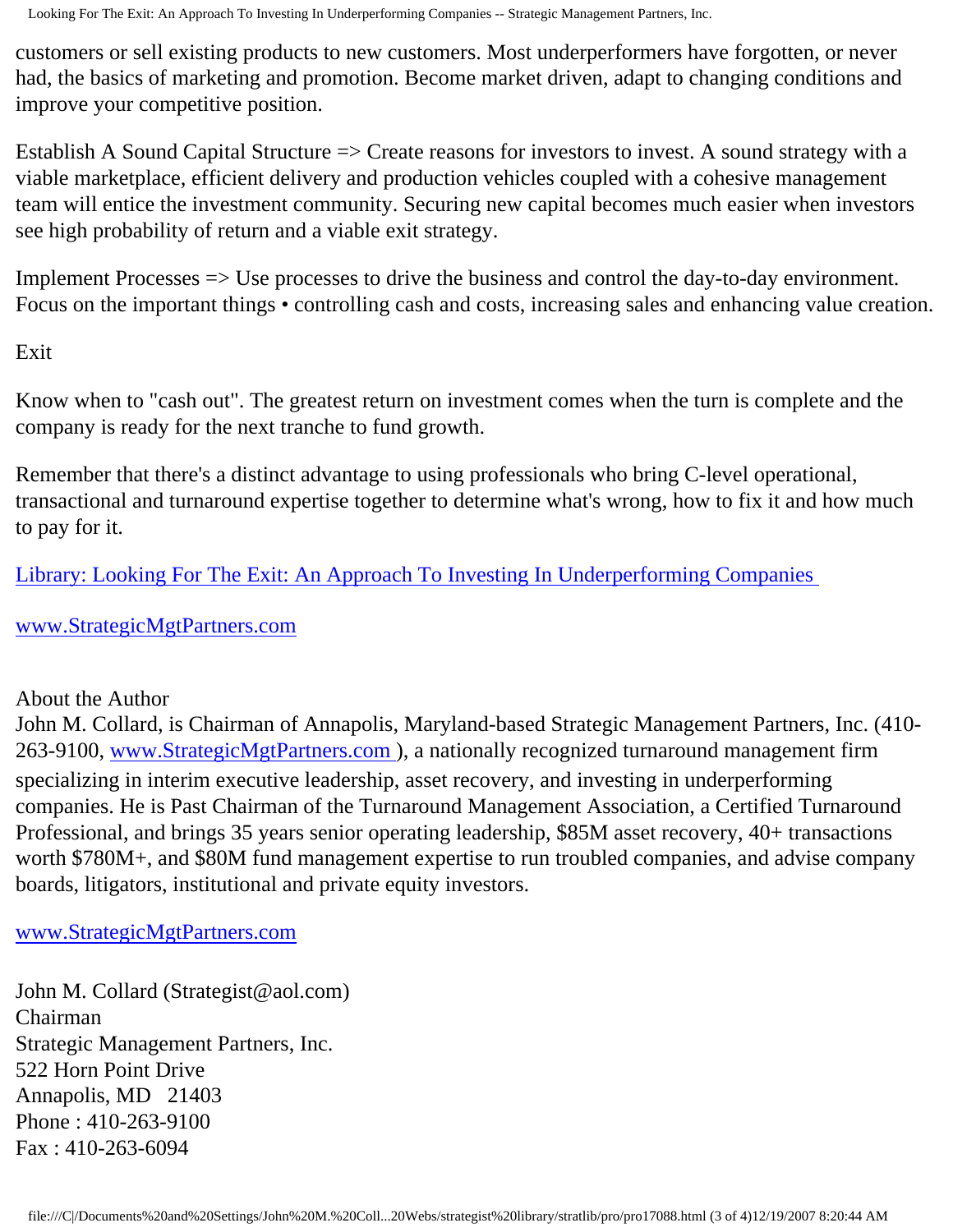customers or sell existing products to new customers. Most underperformers have forgotten, or never had, the basics of marketing and promotion. Become market driven, adapt to changing conditions and improve your competitive position.

Establish A Sound Capital Structure => Create reasons for investors to invest. A sound strategy with a viable marketplace, efficient delivery and production vehicles coupled with a cohesive management team will entice the investment community. Securing new capital becomes much easier when investors see high probability of return and a viable exit strategy.

Implement Processes => Use processes to drive the business and control the day-to-day environment. Focus on the important things • controlling cash and costs, increasing sales and enhancing value creation.

Exit

Know when to "cash out". The greatest return on investment comes when the turn is complete and the company is ready for the next tranche to fund growth.

Remember that there's a distinct advantage to using professionals who bring C-level operational, transactional and turnaround expertise together to determine what's wrong, how to fix it and how much to pay for it.

[Library: Looking For The Exit: An Approach To Investing In Underperforming Companies](Library: Looking For The Exit: An Approach To Investing In Underperforming Companies)

[www.StrategicMgtPartners.com](www.StrategicMgtPartners.com)

About the Author
John M. Collard, is Chairman of Annapolis, Maryland-based Strategic Management Partners, Inc. (410-263-9100, [www.StrategicMgtPartners.com](www.StrategicMgtPartners.com) ), a nationally recognized turnaround management firm specializing in interim executive leadership, asset recovery, and investing in underperforming companies. He is Past Chairman of the Turnaround Management Association, a Certified Turnaround Professional, and brings 35 years senior operating leadership, $85M asset recovery, 40+ transactions worth $780M+, and $80M fund management expertise to run troubled companies, and advise company boards, litigators, institutional and private equity investors.

[www.StrategicMgtPartners.com](www.StrategicMgtPartners.com)

John M. Collard (Strategist@aol.com)
Chairman
Strategic Management Partners, Inc.
522 Horn Point Drive
Annapolis, MD 21403
Phone : 410-263-9100
Fax : 410-263-6094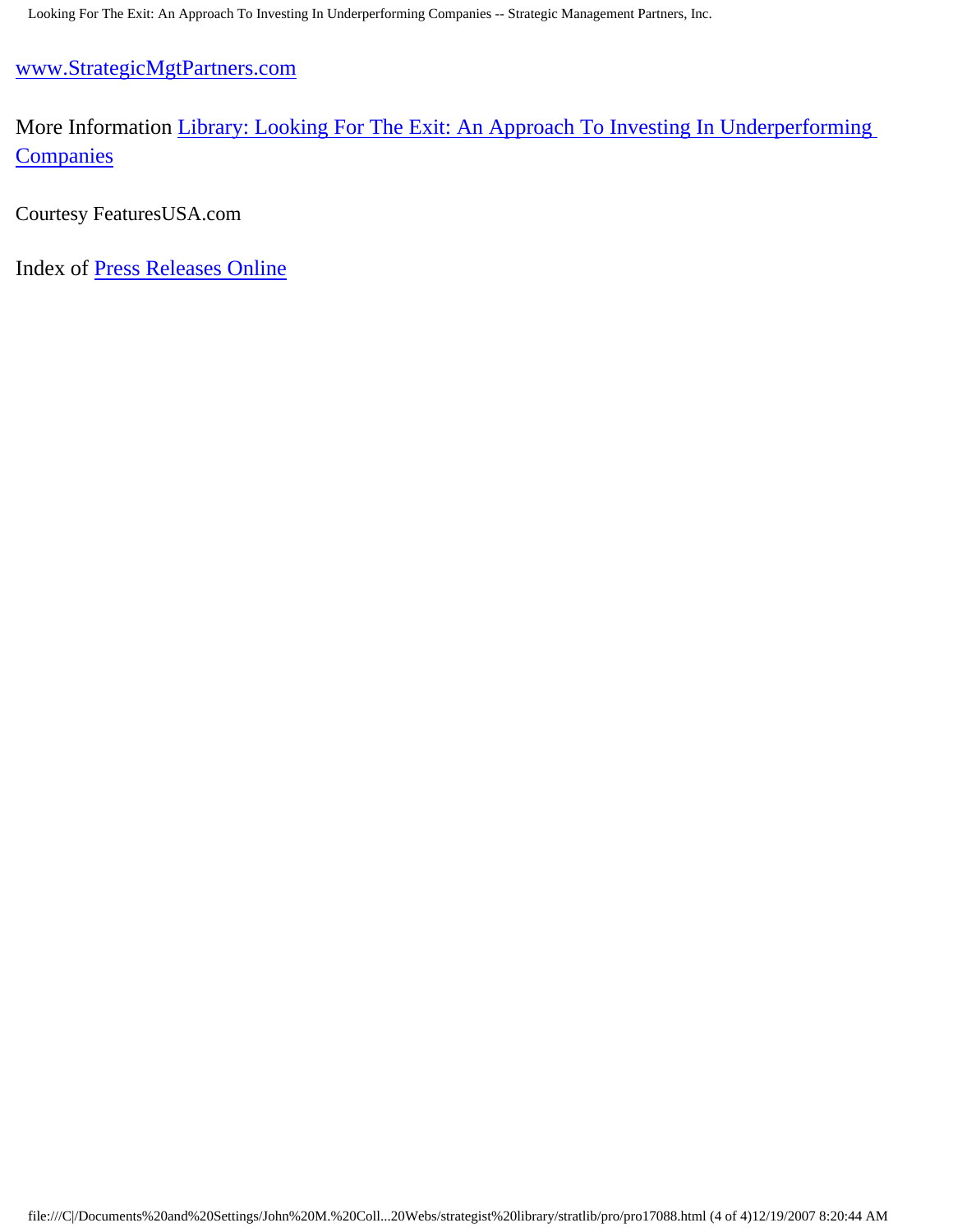[www.StrategicMgtPartners.com](http://www.StrategicMgtPartners.com)

More Information [Library: Looking For The Exit: An Approach To Investing In Underperforming Companies]()

Courtesy FeaturesUSA.com

Index of [Press Releases Online]()